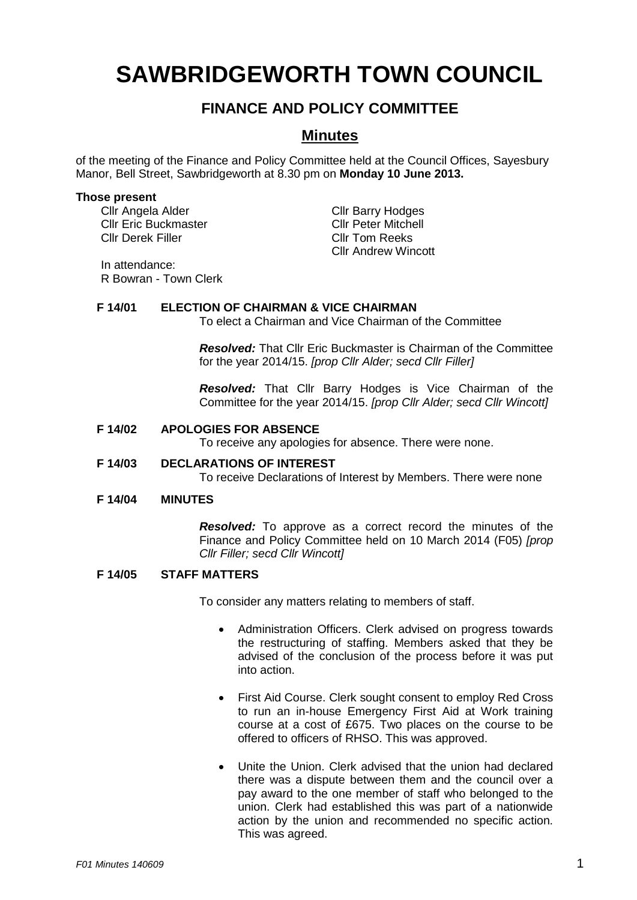# SAWBRIDGEWORTH TOWN COUNCIL

## FINANCE AND POLICY COMMITTEE

## Minutes

of the meeting of the Finance and Policy Committee held at the Council Offices, Sayesbury Manor, Bell Street, Sawbridgeworth at 8.30 pm on **Monday 10 June 2013.**

**Those present**

Cllr Angela Alder
Cllr Eric Buckmaster
Cllr Derek Filler
Cllr Barry Hodges
Cllr Peter Mitchell
Cllr Tom Reeks
Cllr Andrew Wincott

In attendance:
R Bowran - Town Clerk

**F 14/01 ELECTION OF CHAIRMAN & VICE CHAIRMAN**

To elect a Chairman and Vice Chairman of the Committee

***Resolved:*** That Cllr Eric Buckmaster is Chairman of the Committee for the year 2014/15. *[prop Cllr Alder; secd Cllr Filler]*

***Resolved:*** That Cllr Barry Hodges is Vice Chairman of the Committee for the year 2014/15. *[prop Cllr Alder; secd Cllr Wincott]*

**F 14/02 APOLOGIES FOR ABSENCE**

To receive any apologies for absence. There were none.

**F 14/03 DECLARATIONS OF INTEREST**

To receive Declarations of Interest by Members. There were none

**F 14/04 MINUTES**

***Resolved:*** To approve as a correct record the minutes of the Finance and Policy Committee held on 10 March 2014 (F05) *[prop Cllr Filler; secd Cllr Wincott]*

**F 14/05 STAFF MATTERS**

To consider any matters relating to members of staff.

- Administration Officers. Clerk advised on progress towards the restructuring of staffing. Members asked that they be advised of the conclusion of the process before it was put into action.
- First Aid Course. Clerk sought consent to employ Red Cross to run an in-house Emergency First Aid at Work training course at a cost of £675. Two places on the course to be offered to officers of RHSO. This was approved.
- Unite the Union. Clerk advised that the union had declared there was a dispute between them and the council over a pay award to the one member of staff who belonged to the union. Clerk had established this was part of a nationwide action by the union and recommended no specific action. This was agreed.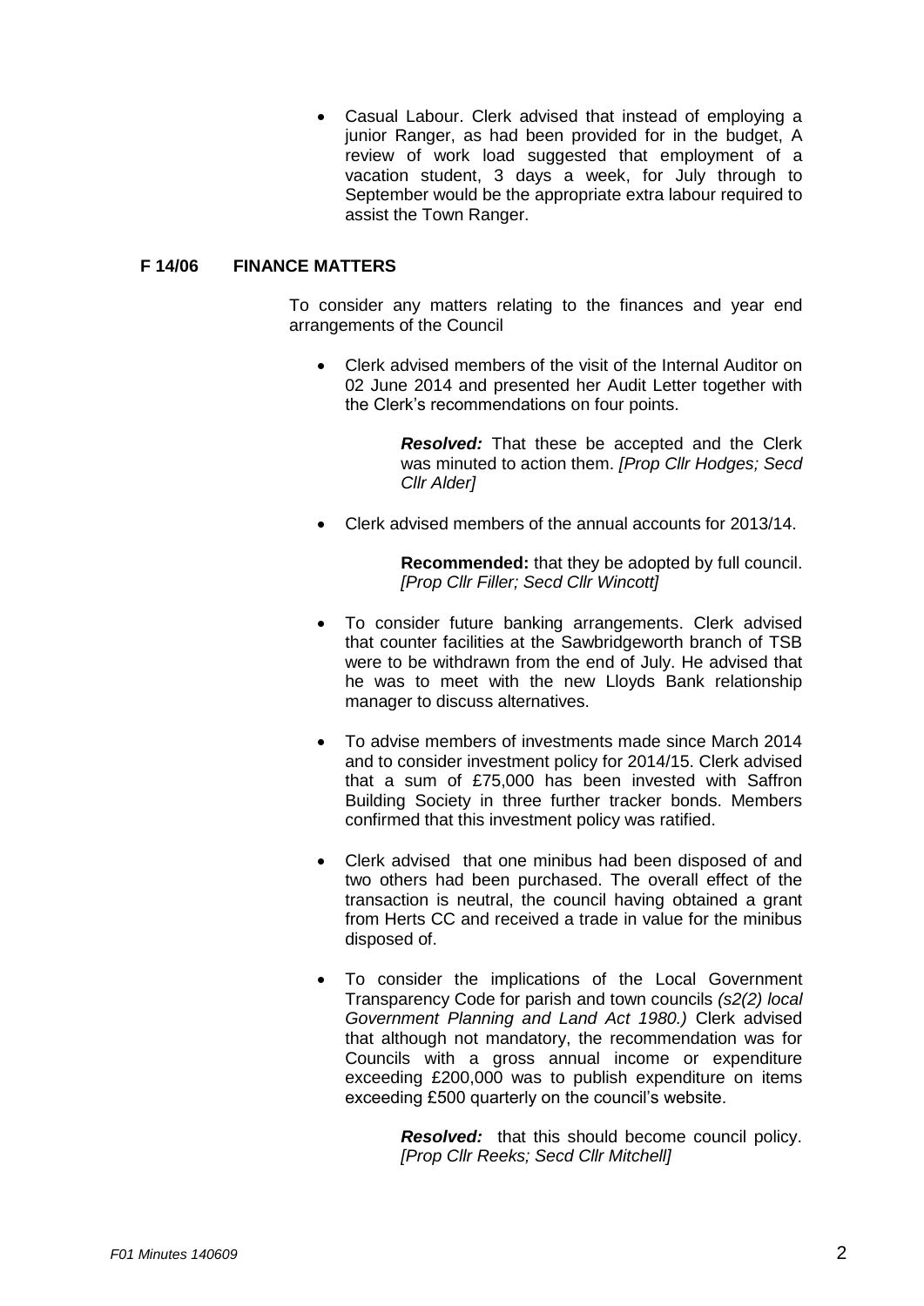- Casual Labour. Clerk advised that instead of employing a junior Ranger, as had been provided for in the budget, A review of work load suggested that employment of a vacation student, 3 days a week, for July through to September would be the appropriate extra labour required to assist the Town Ranger.

**F 14/06 FINANCE MATTERS**

To consider any matters relating to the finances and year end arrangements of the Council

- Clerk advised members of the visit of the Internal Auditor on 02 June 2014 and presented her Audit Letter together with the Clerk's recommendations on four points.

  > ***Resolved:*** That these be accepted and the Clerk was minuted to action them. *[Prop Cllr Hodges; Secd Cllr Alder]*

- Clerk advised members of the annual accounts for 2013/14.

  > **Recommended:** that they be adopted by full council. *[Prop Cllr Filler; Secd Cllr Wincott]*

- To consider future banking arrangements. Clerk advised that counter facilities at the Sawbridgeworth branch of TSB were to be withdrawn from the end of July. He advised that he was to meet with the new Lloyds Bank relationship manager to discuss alternatives.

- To advise members of investments made since March 2014 and to consider investment policy for 2014/15. Clerk advised that a sum of £75,000 has been invested with Saffron Building Society in three further tracker bonds. Members confirmed that this investment policy was ratified.

- Clerk advised that one minibus had been disposed of and two others had been purchased. The overall effect of the transaction is neutral, the council having obtained a grant from Herts CC and received a trade in value for the minibus disposed of.

- To consider the implications of the Local Government Transparency Code for parish and town councils *(s2(2) local Government Planning and Land Act 1980.)* Clerk advised that although not mandatory, the recommendation was for Councils with a gross annual income or expenditure exceeding £200,000 was to publish expenditure on items exceeding £500 quarterly on the council's website.

  > ***Resolved:*** that this should become council policy. *[Prop Cllr Reeks; Secd Cllr Mitchell]*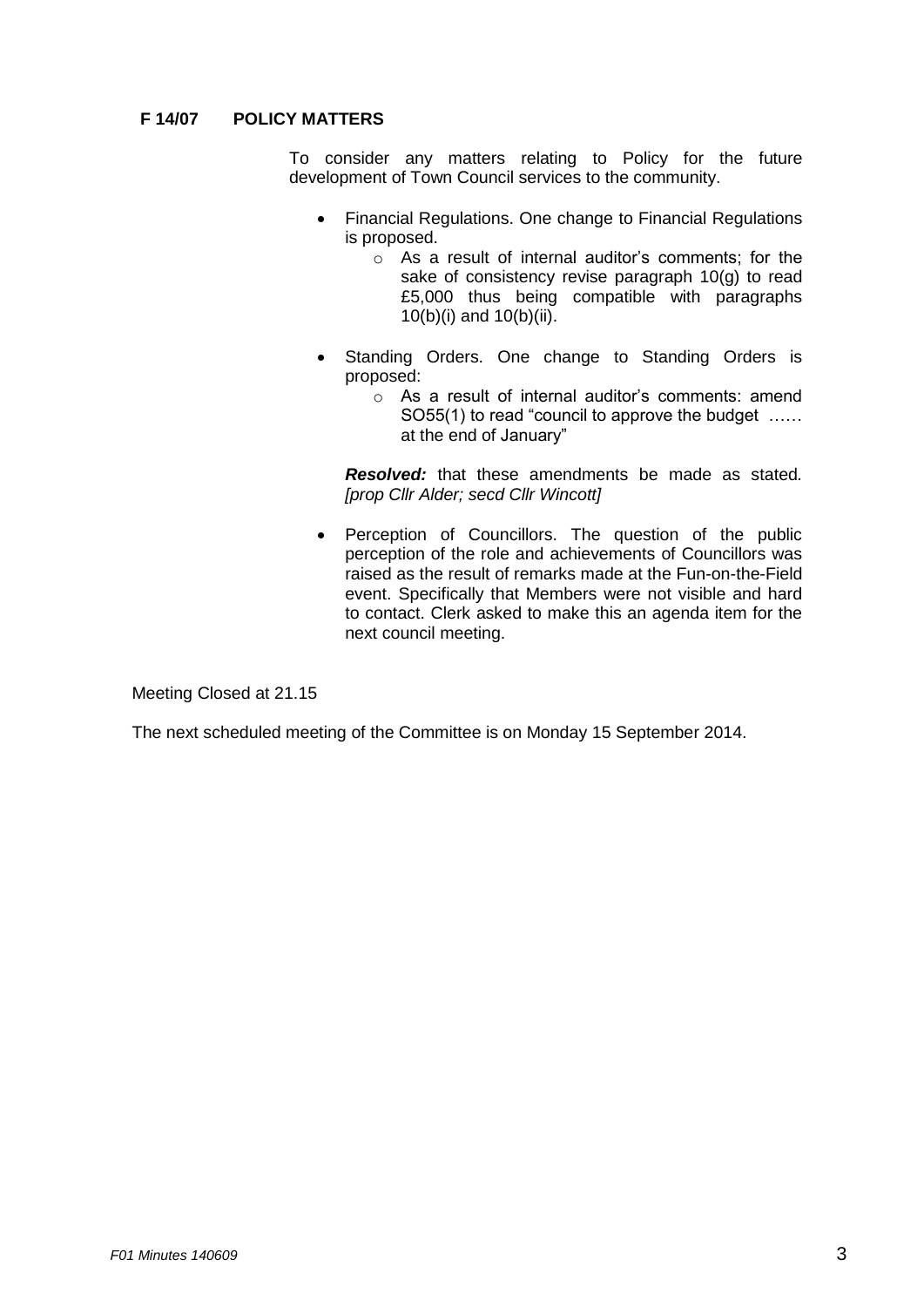**F 14/07 POLICY MATTERS**

To consider any matters relating to Policy for the future development of Town Council services to the community.

- Financial Regulations. One change to Financial Regulations is proposed.
  - As a result of internal auditor's comments; for the sake of consistency revise paragraph 10(g) to read £5,000 thus being compatible with paragraphs 10(b)(i) and 10(b)(ii).
- Standing Orders. One change to Standing Orders is proposed:
  - As a result of internal auditor's comments: amend SO55(1) to read "council to approve the budget …… at the end of January"

***Resolved:*** that these amendments be made as stated. *[prop Cllr Alder; secd Cllr Wincott]*

- Perception of Councillors. The question of the public perception of the role and achievements of Councillors was raised as the result of remarks made at the Fun-on-the-Field event. Specifically that Members were not visible and hard to contact. Clerk asked to make this an agenda item for the next council meeting.

Meeting Closed at 21.15

The next scheduled meeting of the Committee is on Monday 15 September 2014.